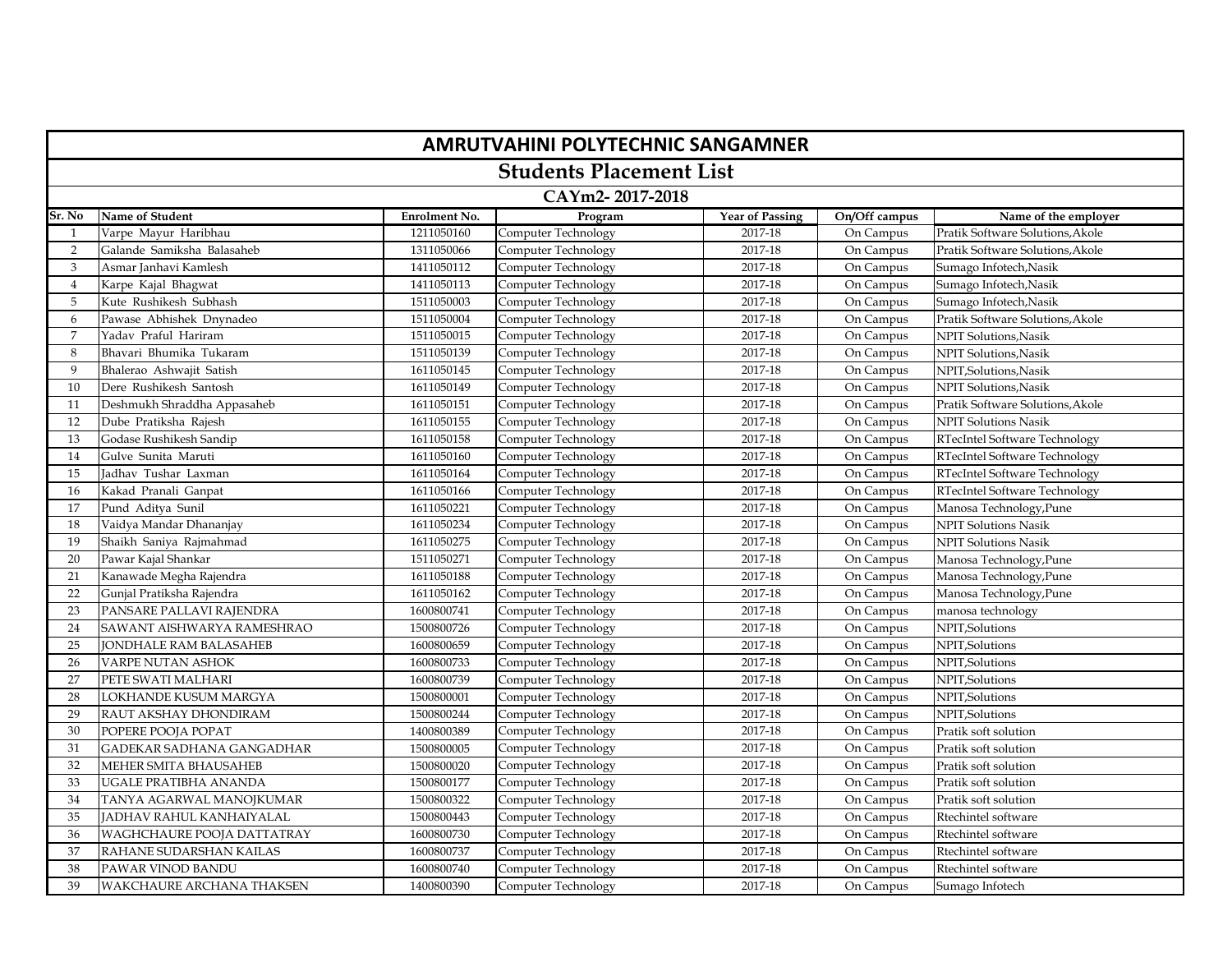# AMRUTVAHINI POLYTECHNIC SANGAMNER

## Students Placement List

### CAYm2- 2017-2018

| Sr. No | Name of Student | Enrolment No. | Program | Year of Passing | On/Off campus | Name of the employer |
|---|---|---|---|---|---|---|
| 1 | Varpe Mayur Haribhau | 1211050160 | Computer Technology | 2017-18 | On Campus | Pratik Software Solutions,Akole |
| 2 | Galande Samiksha Balasaheb | 1311050066 | Computer Technology | 2017-18 | On Campus | Pratik Software Solutions,Akole |
| 3 | Asmar Janhavi Kamlesh | 1411050112 | Computer Technology | 2017-18 | On Campus | Sumago Infotech,Nasik |
| 4 | Karpe Kajal Bhagwat | 1411050113 | Computer Technology | 2017-18 | On Campus | Sumago Infotech,Nasik |
| 5 | Kute Rushikesh Subhash | 1511050003 | Computer Technology | 2017-18 | On Campus | Sumago Infotech,Nasik |
| 6 | Pawase Abhishek Dnynadeo | 1511050004 | Computer Technology | 2017-18 | On Campus | Pratik Software Solutions,Akole |
| 7 | Yadav Praful Hariram | 1511050015 | Computer Technology | 2017-18 | On Campus | NPIT Solutions,Nasik |
| 8 | Bhavari Bhumika Tukaram | 1511050139 | Computer Technology | 2017-18 | On Campus | NPIT Solutions,Nasik |
| 9 | Bhalerao Ashwajit Satish | 1611050145 | Computer Technology | 2017-18 | On Campus | NPIT,Solutions,Nasik |
| 10 | Dere Rushikesh Santosh | 1611050149 | Computer Technology | 2017-18 | On Campus | NPIT Solutions,Nasik |
| 11 | Deshmukh Shraddha Appasaheb | 1611050151 | Computer Technology | 2017-18 | On Campus | Pratik Software Solutions,Akole |
| 12 | Dube Pratiksha Rajesh | 1611050155 | Computer Technology | 2017-18 | On Campus | NPIT Solutions Nasik |
| 13 | Godase Rushikesh Sandip | 1611050158 | Computer Technology | 2017-18 | On Campus | RTecIntel Software Technology |
| 14 | Gulve Sunita Maruti | 1611050160 | Computer Technology | 2017-18 | On Campus | RTecIntel Software Technology |
| 15 | Jadhav Tushar Laxman | 1611050164 | Computer Technology | 2017-18 | On Campus | RTecIntel Software Technology |
| 16 | Kakad Pranali Ganpat | 1611050166 | Computer Technology | 2017-18 | On Campus | RTecIntel Software Technology |
| 17 | Pund Aditya Sunil | 1611050221 | Computer Technology | 2017-18 | On Campus | Manosa Technology,Pune |
| 18 | Vaidya Mandar Dhananjay | 1611050234 | Computer Technology | 2017-18 | On Campus | NPIT Solutions Nasik |
| 19 | Shaikh Saniya Rajmahmad | 1611050275 | Computer Technology | 2017-18 | On Campus | NPIT Solutions Nasik |
| 20 | Pawar Kajal Shankar | 1511050271 | Computer Technology | 2017-18 | On Campus | Manosa Technology,Pune |
| 21 | Kanawade Megha Rajendra | 1611050188 | Computer Technology | 2017-18 | On Campus | Manosa Technology,Pune |
| 22 | Gunjal Pratiksha Rajendra | 1611050162 | Computer Technology | 2017-18 | On Campus | Manosa Technology,Pune |
| 23 | PANSARE PALLAVI RAJENDRA | 1600800741 | Computer Technology | 2017-18 | On Campus | manosa technology |
| 24 | SAWANT AISHWARYA RAMESHRAO | 1500800726 | Computer Technology | 2017-18 | On Campus | NPIT,Solutions |
| 25 | JONDHALE RAM BALASAHEB | 1600800659 | Computer Technology | 2017-18 | On Campus | NPIT,Solutions |
| 26 | VARPE NUTAN ASHOK | 1600800733 | Computer Technology | 2017-18 | On Campus | NPIT,Solutions |
| 27 | PETE SWATI MALHARI | 1600800739 | Computer Technology | 2017-18 | On Campus | NPIT,Solutions |
| 28 | LOKHANDE KUSUM MARGYA | 1500800001 | Computer Technology | 2017-18 | On Campus | NPIT,Solutions |
| 29 | RAUT AKSHAY DHONDIRAM | 1500800244 | Computer Technology | 2017-18 | On Campus | NPIT,Solutions |
| 30 | POPERE POOJA POPAT | 1400800389 | Computer Technology | 2017-18 | On Campus | Pratik soft solution |
| 31 | GADEKAR SADHANA GANGADHAR | 1500800005 | Computer Technology | 2017-18 | On Campus | Pratik soft solution |
| 32 | MEHER SMITA BHAUSAHEB | 1500800020 | Computer Technology | 2017-18 | On Campus | Pratik soft solution |
| 33 | UGALE PRATIBHA ANANDA | 1500800177 | Computer Technology | 2017-18 | On Campus | Pratik soft solution |
| 34 | TANYA AGARWAL MANOJKUMAR | 1500800322 | Computer Technology | 2017-18 | On Campus | Pratik soft solution |
| 35 | JADHAV RAHUL KANHAIYALAL | 1500800443 | Computer Technology | 2017-18 | On Campus | Rtechintel software |
| 36 | WAGHCHAURE POOJA DATTATRAY | 1600800730 | Computer Technology | 2017-18 | On Campus | Rtechintel software |
| 37 | RAHANE SUDARSHAN KAILAS | 1600800737 | Computer Technology | 2017-18 | On Campus | Rtechintel software |
| 38 | PAWAR VINOD BANDU | 1600800740 | Computer Technology | 2017-18 | On Campus | Rtechintel software |
| 39 | WAKCHAURE ARCHANA THAKSEN | 1400800390 | Computer Technology | 2017-18 | On Campus | Sumago Infotech |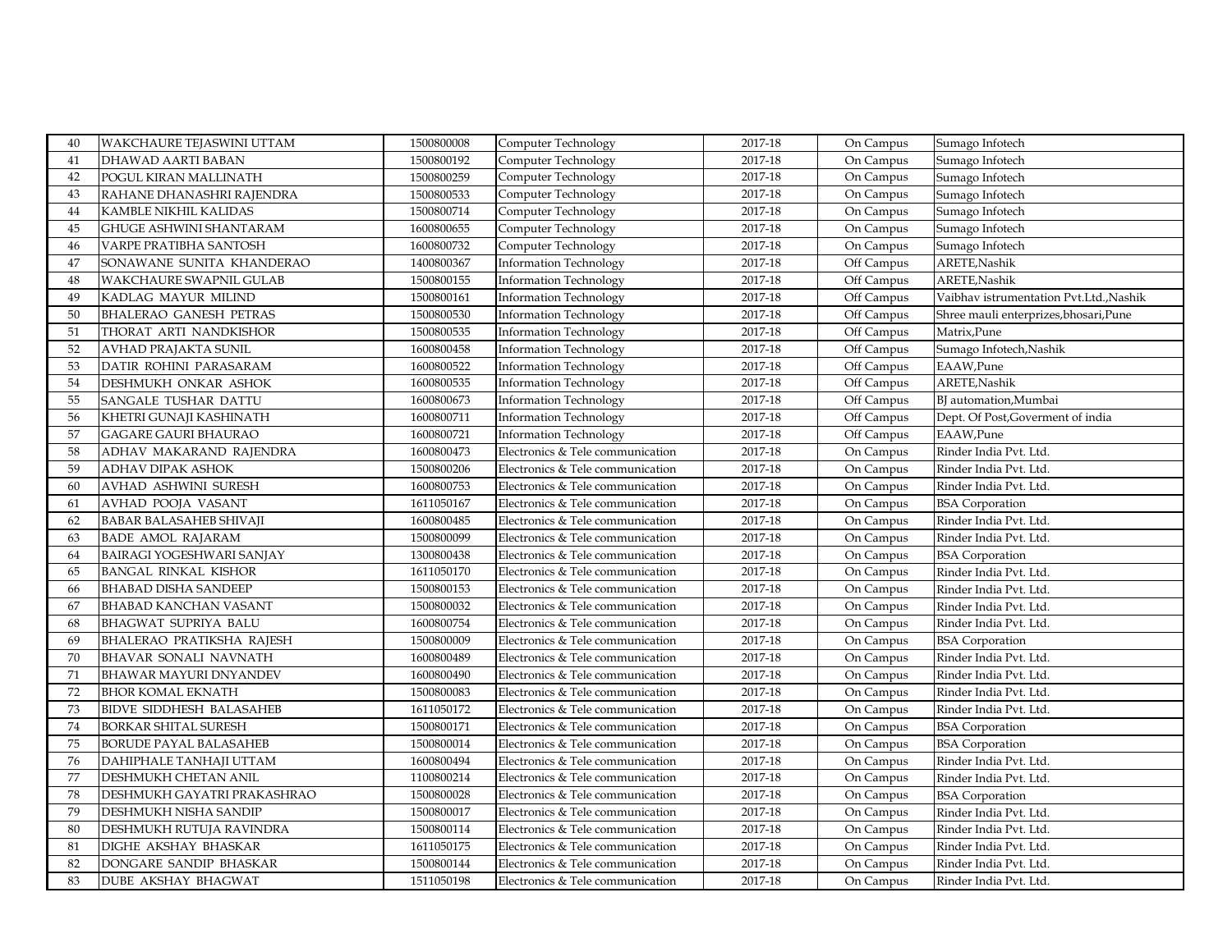| 40 | WAKCHAURE TEJASWINI UTTAM | 1500800008 | Computer Technology | 2017-18 | On Campus | Sumago Infotech |
|---|---|---|---|---|---|---|
| 41 | DHAWAD AARTI BABAN | 1500800192 | Computer Technology | 2017-18 | On Campus | Sumago Infotech |
| 42 | POGUL KIRAN MALLINATH | 1500800259 | Computer Technology | 2017-18 | On Campus | Sumago Infotech |
| 43 | RAHANE DHANASHRI RAJENDRA | 1500800533 | Computer Technology | 2017-18 | On Campus | Sumago Infotech |
| 44 | KAMBLE NIKHIL KALIDAS | 1500800714 | Computer Technology | 2017-18 | On Campus | Sumago Infotech |
| 45 | GHUGE ASHWINI SHANTARAM | 1600800655 | Computer Technology | 2017-18 | On Campus | Sumago Infotech |
| 46 | VARPE PRATIBHA SANTOSH | 1600800732 | Computer Technology | 2017-18 | On Campus | Sumago Infotech |
| 47 | SONAWANE SUNITA KHANDERAO | 1400800367 | Information Technology | 2017-18 | Off Campus | ARETE,Nashik |
| 48 | WAKCHAURE SWAPNIL GULAB | 1500800155 | Information Technology | 2017-18 | Off Campus | ARETE,Nashik |
| 49 | KADLAG MAYUR MILIND | 1500800161 | Information Technology | 2017-18 | Off Campus | Vaibhav istrumentation Pvt.Ltd.,Nashik |
| 50 | BHALERAO GANESH PETRAS | 1500800530 | Information Technology | 2017-18 | Off Campus | Shree mauli enterprizes,bhosari,Pune |
| 51 | THORAT ARTI NANDKISHOR | 1500800535 | Information Technology | 2017-18 | Off Campus | Matrix,Pune |
| 52 | AVHAD PRAJAKTA SUNIL | 1600800458 | Information Technology | 2017-18 | Off Campus | Sumago Infotech,Nashik |
| 53 | DATIR ROHINI PARASARAM | 1600800522 | Information Technology | 2017-18 | Off Campus | EAAW,Pune |
| 54 | DESHMUKH ONKAR ASHOK | 1600800535 | Information Technology | 2017-18 | Off Campus | ARETE,Nashik |
| 55 | SANGALE TUSHAR DATTU | 1600800673 | Information Technology | 2017-18 | Off Campus | BJ automation,Mumbai |
| 56 | KHETRI GUNAJI KASHINATH | 1600800711 | Information Technology | 2017-18 | Off Campus | Dept. Of Post,Goverment of india |
| 57 | GAGARE GAURI BHAURAO | 1600800721 | Information Technology | 2017-18 | Off Campus | EAAW,Pune |
| 58 | ADHAV MAKARAND RAJENDRA | 1600800473 | Electronics & Tele communication | 2017-18 | On Campus | Rinder India Pvt. Ltd. |
| 59 | ADHAV DIPAK ASHOK | 1500800206 | Electronics & Tele communication | 2017-18 | On Campus | Rinder India Pvt. Ltd. |
| 60 | AVHAD ASHWINI SURESH | 1600800753 | Electronics & Tele communication | 2017-18 | On Campus | Rinder India Pvt. Ltd. |
| 61 | AVHAD POOJA VASANT | 1611050167 | Electronics & Tele communication | 2017-18 | On Campus | BSA Corporation |
| 62 | BABAR BALASAHEB SHIVAJI | 1600800485 | Electronics & Tele communication | 2017-18 | On Campus | Rinder India Pvt. Ltd. |
| 63 | BADE AMOL RAJARAM | 1500800099 | Electronics & Tele communication | 2017-18 | On Campus | Rinder India Pvt. Ltd. |
| 64 | BAIRAGI YOGESHWARI SANJAY | 1300800438 | Electronics & Tele communication | 2017-18 | On Campus | BSA Corporation |
| 65 | BANGAL RINKAL KISHOR | 1611050170 | Electronics & Tele communication | 2017-18 | On Campus | Rinder India Pvt. Ltd. |
| 66 | BHABAD DISHA SANDEEP | 1500800153 | Electronics & Tele communication | 2017-18 | On Campus | Rinder India Pvt. Ltd. |
| 67 | BHABAD KANCHAN VASANT | 1500800032 | Electronics & Tele communication | 2017-18 | On Campus | Rinder India Pvt. Ltd. |
| 68 | BHAGWAT SUPRIYA BALU | 1600800754 | Electronics & Tele communication | 2017-18 | On Campus | Rinder India Pvt. Ltd. |
| 69 | BHALERAO PRATIKSHA RAJESH | 1500800009 | Electronics & Tele communication | 2017-18 | On Campus | BSA Corporation |
| 70 | BHAVAR SONALI NAVNATH | 1600800489 | Electronics & Tele communication | 2017-18 | On Campus | Rinder India Pvt. Ltd. |
| 71 | BHAWAR MAYURI DNYANDEV | 1600800490 | Electronics & Tele communication | 2017-18 | On Campus | Rinder India Pvt. Ltd. |
| 72 | BHOR KOMAL EKNATH | 1500800083 | Electronics & Tele communication | 2017-18 | On Campus | Rinder India Pvt. Ltd. |
| 73 | BIDVE SIDDHESH BALASAHEB | 1611050172 | Electronics & Tele communication | 2017-18 | On Campus | Rinder India Pvt. Ltd. |
| 74 | BORKAR SHITAL SURESH | 1500800171 | Electronics & Tele communication | 2017-18 | On Campus | BSA Corporation |
| 75 | BORUDE PAYAL BALASAHEB | 1500800014 | Electronics & Tele communication | 2017-18 | On Campus | BSA Corporation |
| 76 | DAHIPHALE TANHAJI UTTAM | 1600800494 | Electronics & Tele communication | 2017-18 | On Campus | Rinder India Pvt. Ltd. |
| 77 | DESHMUKH CHETAN ANIL | 1100800214 | Electronics & Tele communication | 2017-18 | On Campus | Rinder India Pvt. Ltd. |
| 78 | DESHMUKH GAYATRI PRAKASHRAO | 1500800028 | Electronics & Tele communication | 2017-18 | On Campus | BSA Corporation |
| 79 | DESHMUKH NISHA SANDIP | 1500800017 | Electronics & Tele communication | 2017-18 | On Campus | Rinder India Pvt. Ltd. |
| 80 | DESHMUKH RUTUJA RAVINDRA | 1500800114 | Electronics & Tele communication | 2017-18 | On Campus | Rinder India Pvt. Ltd. |
| 81 | DIGHE AKSHAY BHASKAR | 1611050175 | Electronics & Tele communication | 2017-18 | On Campus | Rinder India Pvt. Ltd. |
| 82 | DONGARE SANDIP BHASKAR | 1500800144 | Electronics & Tele communication | 2017-18 | On Campus | Rinder India Pvt. Ltd. |
| 83 | DUBE AKSHAY BHAGWAT | 1511050198 | Electronics & Tele communication | 2017-18 | On Campus | Rinder India Pvt. Ltd. |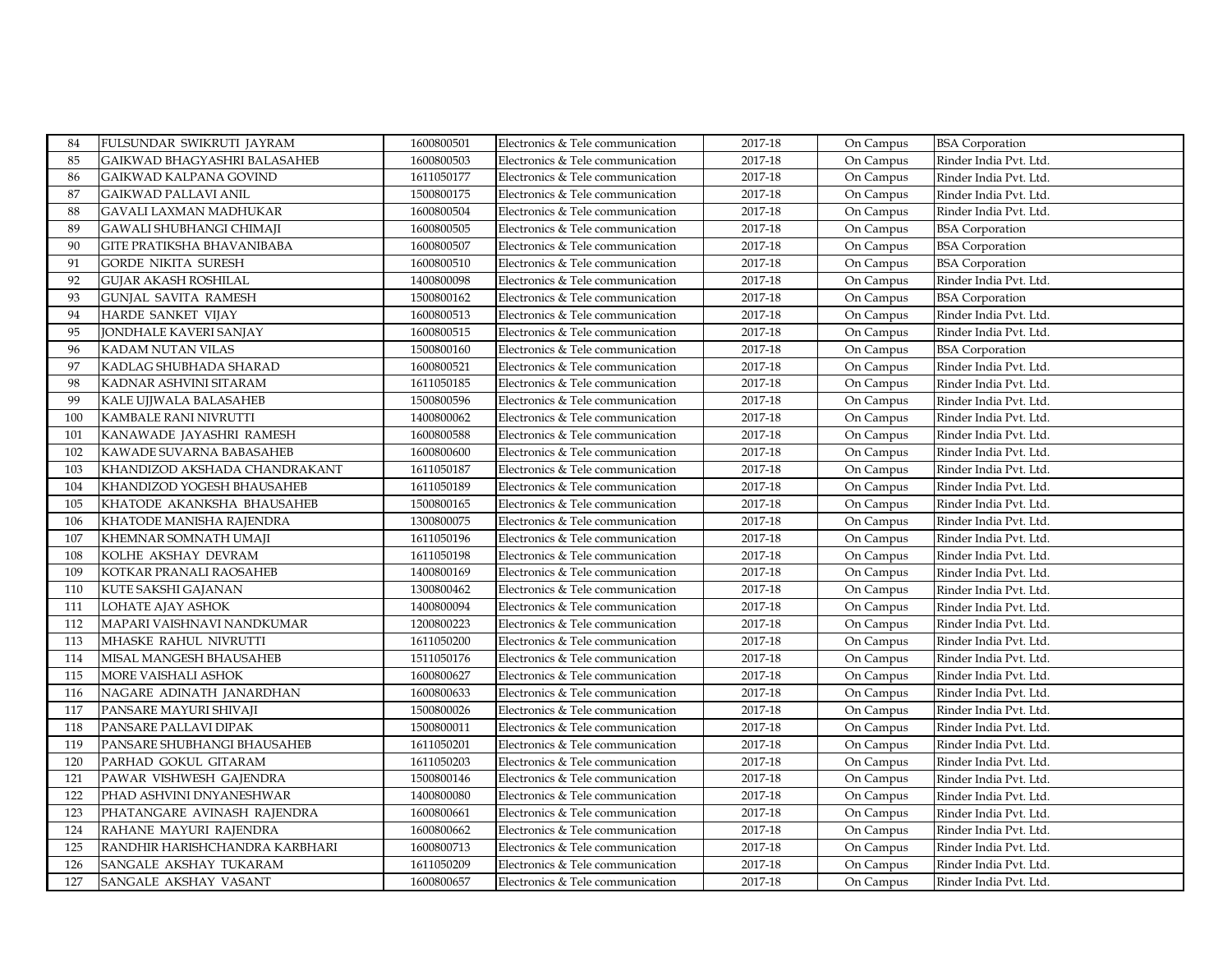| 84 | FULSUNDAR SWIKRUTI JAYRAM | 1600800501 | Electronics & Tele communication | 2017-18 | On Campus | BSA Corporation |
|---|---|---|---|---|---|---|
| 85 | GAIKWAD BHAGYASHRI BALASAHEB | 1600800503 | Electronics & Tele communication | 2017-18 | On Campus | Rinder India Pvt. Ltd. |
| 86 | GAIKWAD KALPANA GOVIND | 1611050177 | Electronics & Tele communication | 2017-18 | On Campus | Rinder India Pvt. Ltd. |
| 87 | GAIKWAD PALLAVI ANIL | 1500800175 | Electronics & Tele communication | 2017-18 | On Campus | Rinder India Pvt. Ltd. |
| 88 | GAVALI LAXMAN MADHUKAR | 1600800504 | Electronics & Tele communication | 2017-18 | On Campus | Rinder India Pvt. Ltd. |
| 89 | GAWALI SHUBHANGI CHIMAJI | 1600800505 | Electronics & Tele communication | 2017-18 | On Campus | BSA Corporation |
| 90 | GITE PRATIKSHA BHAVANIBABA | 1600800507 | Electronics & Tele communication | 2017-18 | On Campus | BSA Corporation |
| 91 | GORDE NIKITA SURESH | 1600800510 | Electronics & Tele communication | 2017-18 | On Campus | BSA Corporation |
| 92 | GUJAR AKASH ROSHILAL | 1400800098 | Electronics & Tele communication | 2017-18 | On Campus | Rinder India Pvt. Ltd. |
| 93 | GUNJAL SAVITA RAMESH | 1500800162 | Electronics & Tele communication | 2017-18 | On Campus | BSA Corporation |
| 94 | HARDE SANKET VIJAY | 1600800513 | Electronics & Tele communication | 2017-18 | On Campus | Rinder India Pvt. Ltd. |
| 95 | JONDHALE KAVERI SANJAY | 1600800515 | Electronics & Tele communication | 2017-18 | On Campus | Rinder India Pvt. Ltd. |
| 96 | KADAM NUTAN VILAS | 1500800160 | Electronics & Tele communication | 2017-18 | On Campus | BSA Corporation |
| 97 | KADLAG SHUBHADA SHARAD | 1600800521 | Electronics & Tele communication | 2017-18 | On Campus | Rinder India Pvt. Ltd. |
| 98 | KADNAR ASHVINI SITARAM | 1611050185 | Electronics & Tele communication | 2017-18 | On Campus | Rinder India Pvt. Ltd. |
| 99 | KALE UJJWALA BALASAHEB | 1500800596 | Electronics & Tele communication | 2017-18 | On Campus | Rinder India Pvt. Ltd. |
| 100 | KAMBALE RANI NIVRUTTI | 1400800062 | Electronics & Tele communication | 2017-18 | On Campus | Rinder India Pvt. Ltd. |
| 101 | KANAWADE JAYASHRI RAMESH | 1600800588 | Electronics & Tele communication | 2017-18 | On Campus | Rinder India Pvt. Ltd. |
| 102 | KAWADE SUVARNA BABASAHEB | 1600800600 | Electronics & Tele communication | 2017-18 | On Campus | Rinder India Pvt. Ltd. |
| 103 | KHANDIZOD AKSHADA CHANDRAKANT | 1611050187 | Electronics & Tele communication | 2017-18 | On Campus | Rinder India Pvt. Ltd. |
| 104 | KHANDIZOD YOGESH BHAUSAHEB | 1611050189 | Electronics & Tele communication | 2017-18 | On Campus | Rinder India Pvt. Ltd. |
| 105 | KHATODE AKANKSHA BHAUSAHEB | 1500800165 | Electronics & Tele communication | 2017-18 | On Campus | Rinder India Pvt. Ltd. |
| 106 | KHATODE MANISHA RAJENDRA | 1300800075 | Electronics & Tele communication | 2017-18 | On Campus | Rinder India Pvt. Ltd. |
| 107 | KHEMNAR SOMNATH UMAJI | 1611050196 | Electronics & Tele communication | 2017-18 | On Campus | Rinder India Pvt. Ltd. |
| 108 | KOLHE AKSHAY DEVRAM | 1611050198 | Electronics & Tele communication | 2017-18 | On Campus | Rinder India Pvt. Ltd. |
| 109 | KOTKAR PRANALI RAOSAHEB | 1400800169 | Electronics & Tele communication | 2017-18 | On Campus | Rinder India Pvt. Ltd. |
| 110 | KUTE SAKSHI GAJANAN | 1300800462 | Electronics & Tele communication | 2017-18 | On Campus | Rinder India Pvt. Ltd. |
| 111 | LOHATE AJAY ASHOK | 1400800094 | Electronics & Tele communication | 2017-18 | On Campus | Rinder India Pvt. Ltd. |
| 112 | MAPARI VAISHNAVI NANDKUMAR | 1200800223 | Electronics & Tele communication | 2017-18 | On Campus | Rinder India Pvt. Ltd. |
| 113 | MHASKE RAHUL NIVRUTTI | 1611050200 | Electronics & Tele communication | 2017-18 | On Campus | Rinder India Pvt. Ltd. |
| 114 | MISAL MANGESH BHAUSAHEB | 1511050176 | Electronics & Tele communication | 2017-18 | On Campus | Rinder India Pvt. Ltd. |
| 115 | MORE VAISHALI ASHOK | 1600800627 | Electronics & Tele communication | 2017-18 | On Campus | Rinder India Pvt. Ltd. |
| 116 | NAGARE ADINATH JANARDHAN | 1600800633 | Electronics & Tele communication | 2017-18 | On Campus | Rinder India Pvt. Ltd. |
| 117 | PANSARE MAYURI SHIVAJI | 1500800026 | Electronics & Tele communication | 2017-18 | On Campus | Rinder India Pvt. Ltd. |
| 118 | PANSARE PALLAVI DIPAK | 1500800011 | Electronics & Tele communication | 2017-18 | On Campus | Rinder India Pvt. Ltd. |
| 119 | PANSARE SHUBHANGI BHAUSAHEB | 1611050201 | Electronics & Tele communication | 2017-18 | On Campus | Rinder India Pvt. Ltd. |
| 120 | PARHAD GOKUL GITARAM | 1611050203 | Electronics & Tele communication | 2017-18 | On Campus | Rinder India Pvt. Ltd. |
| 121 | PAWAR VISHWESH GAJENDRA | 1500800146 | Electronics & Tele communication | 2017-18 | On Campus | Rinder India Pvt. Ltd. |
| 122 | PHAD ASHVINI DNYANESHWAR | 1400800080 | Electronics & Tele communication | 2017-18 | On Campus | Rinder India Pvt. Ltd. |
| 123 | PHATANGARE AVINASH RAJENDRA | 1600800661 | Electronics & Tele communication | 2017-18 | On Campus | Rinder India Pvt. Ltd. |
| 124 | RAHANE MAYURI RAJENDRA | 1600800662 | Electronics & Tele communication | 2017-18 | On Campus | Rinder India Pvt. Ltd. |
| 125 | RANDHIR HARISHCHANDRA KARBHARI | 1600800713 | Electronics & Tele communication | 2017-18 | On Campus | Rinder India Pvt. Ltd. |
| 126 | SANGALE AKSHAY TUKARAM | 1611050209 | Electronics & Tele communication | 2017-18 | On Campus | Rinder India Pvt. Ltd. |
| 127 | SANGALE AKSHAY VASANT | 1600800657 | Electronics & Tele communication | 2017-18 | On Campus | Rinder India Pvt. Ltd. |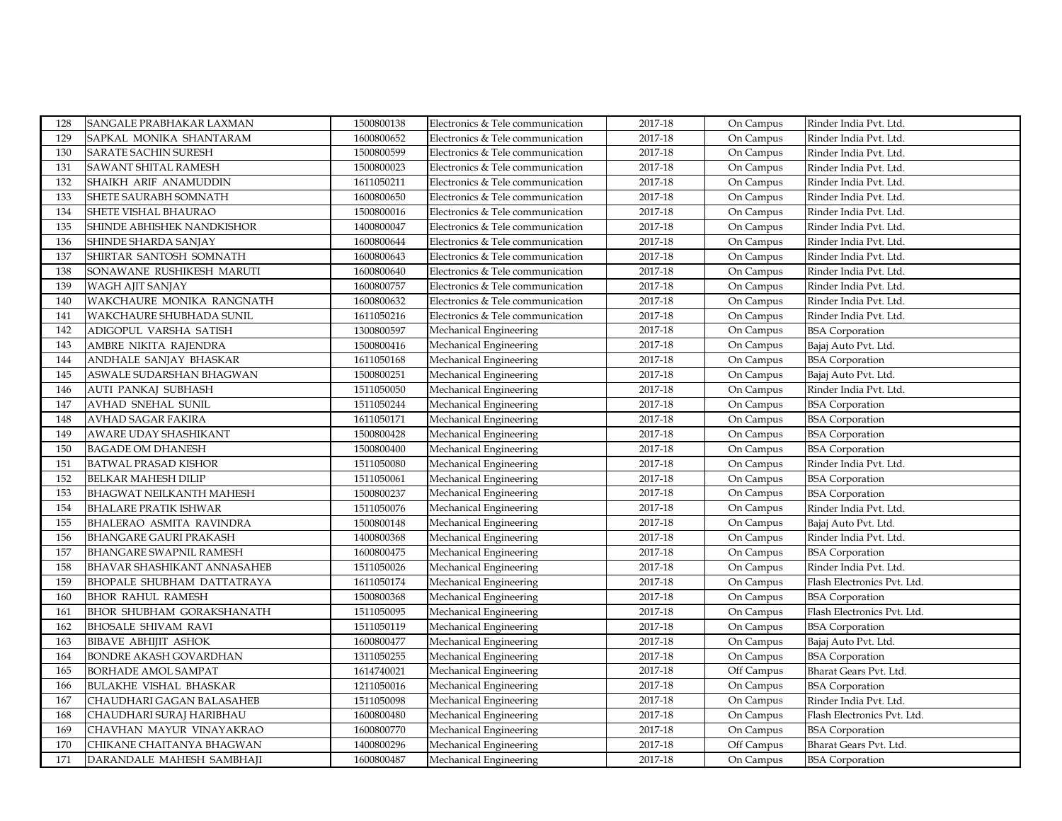| 128 | SANGALE PRABHAKAR LAXMAN | 1500800138 | Electronics & Tele communication | 2017-18 | On Campus | Rinder India Pvt. Ltd. |
|---|---|---|---|---|---|---|
| 129 | SAPKAL MONIKA SHANTARAM | 1600800652 | Electronics & Tele communication | 2017-18 | On Campus | Rinder India Pvt. Ltd. |
| 130 | SARATE SACHIN SURESH | 1500800599 | Electronics & Tele communication | 2017-18 | On Campus | Rinder India Pvt. Ltd. |
| 131 | SAWANT SHITAL RAMESH | 1500800023 | Electronics & Tele communication | 2017-18 | On Campus | Rinder India Pvt. Ltd. |
| 132 | SHAIKH ARIF ANAMUDDIN | 1611050211 | Electronics & Tele communication | 2017-18 | On Campus | Rinder India Pvt. Ltd. |
| 133 | SHETE SAURABH SOMNATH | 1600800650 | Electronics & Tele communication | 2017-18 | On Campus | Rinder India Pvt. Ltd. |
| 134 | SHETE VISHAL BHAURAO | 1500800016 | Electronics & Tele communication | 2017-18 | On Campus | Rinder India Pvt. Ltd. |
| 135 | SHINDE ABHISHEK NANDKISHOR | 1400800047 | Electronics & Tele communication | 2017-18 | On Campus | Rinder India Pvt. Ltd. |
| 136 | SHINDE SHARDA SANJAY | 1600800644 | Electronics & Tele communication | 2017-18 | On Campus | Rinder India Pvt. Ltd. |
| 137 | SHIRTAR SANTOSH SOMNATH | 1600800643 | Electronics & Tele communication | 2017-18 | On Campus | Rinder India Pvt. Ltd. |
| 138 | SONAWANE RUSHIKESH MARUTI | 1600800640 | Electronics & Tele communication | 2017-18 | On Campus | Rinder India Pvt. Ltd. |
| 139 | WAGH AJIT SANJAY | 1600800757 | Electronics & Tele communication | 2017-18 | On Campus | Rinder India Pvt. Ltd. |
| 140 | WAKCHAURE MONIKA RANGNATH | 1600800632 | Electronics & Tele communication | 2017-18 | On Campus | Rinder India Pvt. Ltd. |
| 141 | WAKCHAURE SHUBHADA SUNIL | 1611050216 | Electronics & Tele communication | 2017-18 | On Campus | Rinder India Pvt. Ltd. |
| 142 | ADIGOPUL VARSHA SATISH | 1300800597 | Mechanical Engineering | 2017-18 | On Campus | BSA Corporation |
| 143 | AMBRE NIKITA RAJENDRA | 1500800416 | Mechanical Engineering | 2017-18 | On Campus | Bajaj Auto Pvt. Ltd. |
| 144 | ANDHALE SANJAY BHASKAR | 1611050168 | Mechanical Engineering | 2017-18 | On Campus | BSA Corporation |
| 145 | ASWALE SUDARSHAN BHAGWAN | 1500800251 | Mechanical Engineering | 2017-18 | On Campus | Bajaj Auto Pvt. Ltd. |
| 146 | AUTI PANKAJ SUBHASH | 1511050050 | Mechanical Engineering | 2017-18 | On Campus | Rinder India Pvt. Ltd. |
| 147 | AVHAD SNEHAL SUNIL | 1511050244 | Mechanical Engineering | 2017-18 | On Campus | BSA Corporation |
| 148 | AVHAD SAGAR FAKIRA | 1611050171 | Mechanical Engineering | 2017-18 | On Campus | BSA Corporation |
| 149 | AWARE UDAY SHASHIKANT | 1500800428 | Mechanical Engineering | 2017-18 | On Campus | BSA Corporation |
| 150 | BAGADE OM DHANESH | 1500800400 | Mechanical Engineering | 2017-18 | On Campus | BSA Corporation |
| 151 | BATWAL PRASAD KISHOR | 1511050080 | Mechanical Engineering | 2017-18 | On Campus | Rinder India Pvt. Ltd. |
| 152 | BELKAR MAHESH DILIP | 1511050061 | Mechanical Engineering | 2017-18 | On Campus | BSA Corporation |
| 153 | BHAGWAT NEILKANTH MAHESH | 1500800237 | Mechanical Engineering | 2017-18 | On Campus | BSA Corporation |
| 154 | BHALARE PRATIK ISHWAR | 1511050076 | Mechanical Engineering | 2017-18 | On Campus | Rinder India Pvt. Ltd. |
| 155 | BHALERAO ASMITA RAVINDRA | 1500800148 | Mechanical Engineering | 2017-18 | On Campus | Bajaj Auto Pvt. Ltd. |
| 156 | BHANGARE GAURI PRAKASH | 1400800368 | Mechanical Engineering | 2017-18 | On Campus | Rinder India Pvt. Ltd. |
| 157 | BHANGARE SWAPNIL RAMESH | 1600800475 | Mechanical Engineering | 2017-18 | On Campus | BSA Corporation |
| 158 | BHAVAR SHASHIKANT ANNASAHEB | 1511050026 | Mechanical Engineering | 2017-18 | On Campus | Rinder India Pvt. Ltd. |
| 159 | BHOPALE SHUBHAM DATTATRAYA | 1611050174 | Mechanical Engineering | 2017-18 | On Campus | Flash Electronics Pvt. Ltd. |
| 160 | BHOR RAHUL RAMESH | 1500800368 | Mechanical Engineering | 2017-18 | On Campus | BSA Corporation |
| 161 | BHOR SHUBHAM GORAKSHANATH | 1511050095 | Mechanical Engineering | 2017-18 | On Campus | Flash Electronics Pvt. Ltd. |
| 162 | BHOSALE SHIVAM RAVI | 1511050119 | Mechanical Engineering | 2017-18 | On Campus | BSA Corporation |
| 163 | BIBAVE ABHIJIT ASHOK | 1600800477 | Mechanical Engineering | 2017-18 | On Campus | Bajaj Auto Pvt. Ltd. |
| 164 | BONDRE AKASH GOVARDHAN | 1311050255 | Mechanical Engineering | 2017-18 | On Campus | BSA Corporation |
| 165 | BORHADE AMOL SAMPAT | 1614740021 | Mechanical Engineering | 2017-18 | Off Campus | Bharat Gears Pvt. Ltd. |
| 166 | BULAKHE VISHAL BHASKAR | 1211050016 | Mechanical Engineering | 2017-18 | On Campus | BSA Corporation |
| 167 | CHAUDHARI GAGAN BALASAHEB | 1511050098 | Mechanical Engineering | 2017-18 | On Campus | Rinder India Pvt. Ltd. |
| 168 | CHAUDHARI SURAJ HARIBHAU | 1600800480 | Mechanical Engineering | 2017-18 | On Campus | Flash Electronics Pvt. Ltd. |
| 169 | CHAVHAN MAYUR VINAYAKRAO | 1600800770 | Mechanical Engineering | 2017-18 | On Campus | BSA Corporation |
| 170 | CHIKANE CHAITANYA BHAGWAN | 1400800296 | Mechanical Engineering | 2017-18 | Off Campus | Bharat Gears Pvt. Ltd. |
| 171 | DARANDALE MAHESH SAMBHAJI | 1600800487 | Mechanical Engineering | 2017-18 | On Campus | BSA Corporation |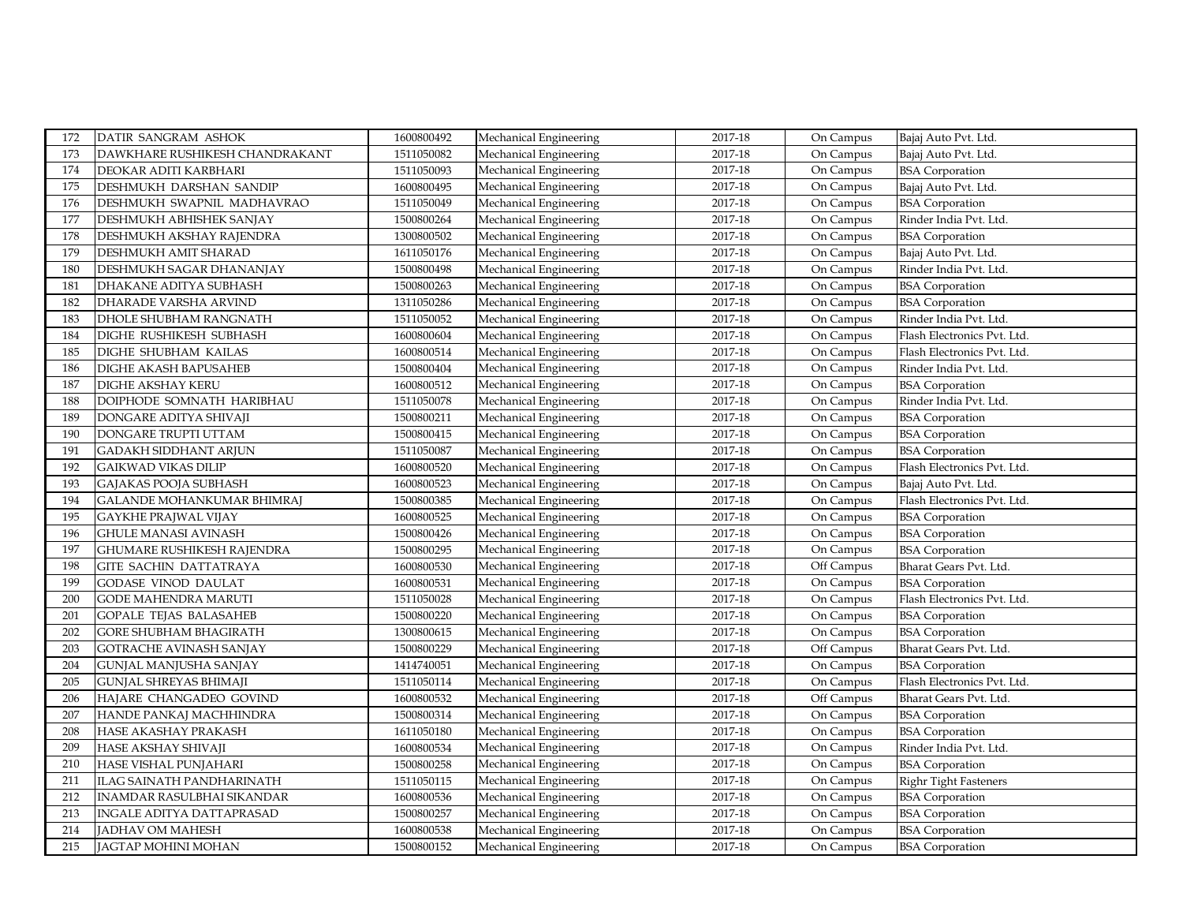| 172 | DATIR SANGRAM ASHOK | 1600800492 | Mechanical Engineering | 2017-18 | On Campus | Bajaj Auto Pvt. Ltd. |
|---|---|---|---|---|---|---|
| 173 | DAWKHARE RUSHIKESH CHANDRAKANT | 1511050082 | Mechanical Engineering | 2017-18 | On Campus | Bajaj Auto Pvt. Ltd. |
| 174 | DEOKAR ADITI KARBHARI | 1511050093 | Mechanical Engineering | 2017-18 | On Campus | BSA Corporation |
| 175 | DESHMUKH DARSHAN SANDIP | 1600800495 | Mechanical Engineering | 2017-18 | On Campus | Bajaj Auto Pvt. Ltd. |
| 176 | DESHMUKH SWAPNIL MADHAVRAO | 1511050049 | Mechanical Engineering | 2017-18 | On Campus | BSA Corporation |
| 177 | DESHMUKH ABHISHEK SANJAY | 1500800264 | Mechanical Engineering | 2017-18 | On Campus | Rinder India Pvt. Ltd. |
| 178 | DESHMUKH AKSHAY RAJENDRA | 1300800502 | Mechanical Engineering | 2017-18 | On Campus | BSA Corporation |
| 179 | DESHMUKH AMIT SHARAD | 1611050176 | Mechanical Engineering | 2017-18 | On Campus | Bajaj Auto Pvt. Ltd. |
| 180 | DESHMUKH SAGAR DHANANJAY | 1500800498 | Mechanical Engineering | 2017-18 | On Campus | Rinder India Pvt. Ltd. |
| 181 | DHAKANE ADITYA SUBHASH | 1500800263 | Mechanical Engineering | 2017-18 | On Campus | BSA Corporation |
| 182 | DHARADE VARSHA ARVIND | 1311050286 | Mechanical Engineering | 2017-18 | On Campus | BSA Corporation |
| 183 | DHOLE SHUBHAM RANGNATH | 1511050052 | Mechanical Engineering | 2017-18 | On Campus | Rinder India Pvt. Ltd. |
| 184 | DIGHE RUSHIKESH SUBHASH | 1600800604 | Mechanical Engineering | 2017-18 | On Campus | Flash Electronics Pvt. Ltd. |
| 185 | DIGHE SHUBHAM KAILAS | 1600800514 | Mechanical Engineering | 2017-18 | On Campus | Flash Electronics Pvt. Ltd. |
| 186 | DIGHE AKASH BAPUSAHEB | 1500800404 | Mechanical Engineering | 2017-18 | On Campus | Rinder India Pvt. Ltd. |
| 187 | DIGHE AKSHAY KERU | 1600800512 | Mechanical Engineering | 2017-18 | On Campus | BSA Corporation |
| 188 | DOIPHODE SOMNATH HARIBHAU | 1511050078 | Mechanical Engineering | 2017-18 | On Campus | Rinder India Pvt. Ltd. |
| 189 | DONGARE ADITYA SHIVAJI | 1500800211 | Mechanical Engineering | 2017-18 | On Campus | BSA Corporation |
| 190 | DONGARE TRUPTI UTTAM | 1500800415 | Mechanical Engineering | 2017-18 | On Campus | BSA Corporation |
| 191 | GADAKH SIDDHANT ARJUN | 1511050087 | Mechanical Engineering | 2017-18 | On Campus | BSA Corporation |
| 192 | GAIKWAD VIKAS DILIP | 1600800520 | Mechanical Engineering | 2017-18 | On Campus | Flash Electronics Pvt. Ltd. |
| 193 | GAJAKAS POOJA SUBHASH | 1600800523 | Mechanical Engineering | 2017-18 | On Campus | Bajaj Auto Pvt. Ltd. |
| 194 | GALANDE MOHANKUMAR BHIMRAJ | 1500800385 | Mechanical Engineering | 2017-18 | On Campus | Flash Electronics Pvt. Ltd. |
| 195 | GAYKHE PRAJWAL VIJAY | 1600800525 | Mechanical Engineering | 2017-18 | On Campus | BSA Corporation |
| 196 | GHULE MANASI AVINASH | 1500800426 | Mechanical Engineering | 2017-18 | On Campus | BSA Corporation |
| 197 | GHUMARE RUSHIKESH RAJENDRA | 1500800295 | Mechanical Engineering | 2017-18 | On Campus | BSA Corporation |
| 198 | GITE SACHIN DATTATRAYA | 1600800530 | Mechanical Engineering | 2017-18 | Off Campus | Bharat Gears Pvt. Ltd. |
| 199 | GODASE VINOD DAULAT | 1600800531 | Mechanical Engineering | 2017-18 | On Campus | BSA Corporation |
| 200 | GODE MAHENDRA MARUTI | 1511050028 | Mechanical Engineering | 2017-18 | On Campus | Flash Electronics Pvt. Ltd. |
| 201 | GOPALE TEJAS BALASAHEB | 1500800220 | Mechanical Engineering | 2017-18 | On Campus | BSA Corporation |
| 202 | GORE SHUBHAM BHAGIRATH | 1300800615 | Mechanical Engineering | 2017-18 | On Campus | BSA Corporation |
| 203 | GOTRACHE AVINASH SANJAY | 1500800229 | Mechanical Engineering | 2017-18 | Off Campus | Bharat Gears Pvt. Ltd. |
| 204 | GUNJAL MANJUSHA SANJAY | 1414740051 | Mechanical Engineering | 2017-18 | On Campus | BSA Corporation |
| 205 | GUNJAL SHREYAS BHIMAJI | 1511050114 | Mechanical Engineering | 2017-18 | On Campus | Flash Electronics Pvt. Ltd. |
| 206 | HAJARE CHANGADEO GOVIND | 1600800532 | Mechanical Engineering | 2017-18 | Off Campus | Bharat Gears Pvt. Ltd. |
| 207 | HANDE PANKAJ MACHHINDRA | 1500800314 | Mechanical Engineering | 2017-18 | On Campus | BSA Corporation |
| 208 | HASE AKASHAY PRAKASH | 1611050180 | Mechanical Engineering | 2017-18 | On Campus | BSA Corporation |
| 209 | HASE AKSHAY SHIVAJI | 1600800534 | Mechanical Engineering | 2017-18 | On Campus | Rinder India Pvt. Ltd. |
| 210 | HASE VISHAL PUNJAHARI | 1500800258 | Mechanical Engineering | 2017-18 | On Campus | BSA Corporation |
| 211 | ILAG SAINATH PANDHARINATH | 1511050115 | Mechanical Engineering | 2017-18 | On Campus | Righr Tight Fasteners |
| 212 | INAMDAR RASULBHAI SIKANDAR | 1600800536 | Mechanical Engineering | 2017-18 | On Campus | BSA Corporation |
| 213 | INGALE ADITYA DATTAPRASAD | 1500800257 | Mechanical Engineering | 2017-18 | On Campus | BSA Corporation |
| 214 | JADHAV OM MAHESH | 1600800538 | Mechanical Engineering | 2017-18 | On Campus | BSA Corporation |
| 215 | JAGTAP MOHINI MOHAN | 1500800152 | Mechanical Engineering | 2017-18 | On Campus | BSA Corporation |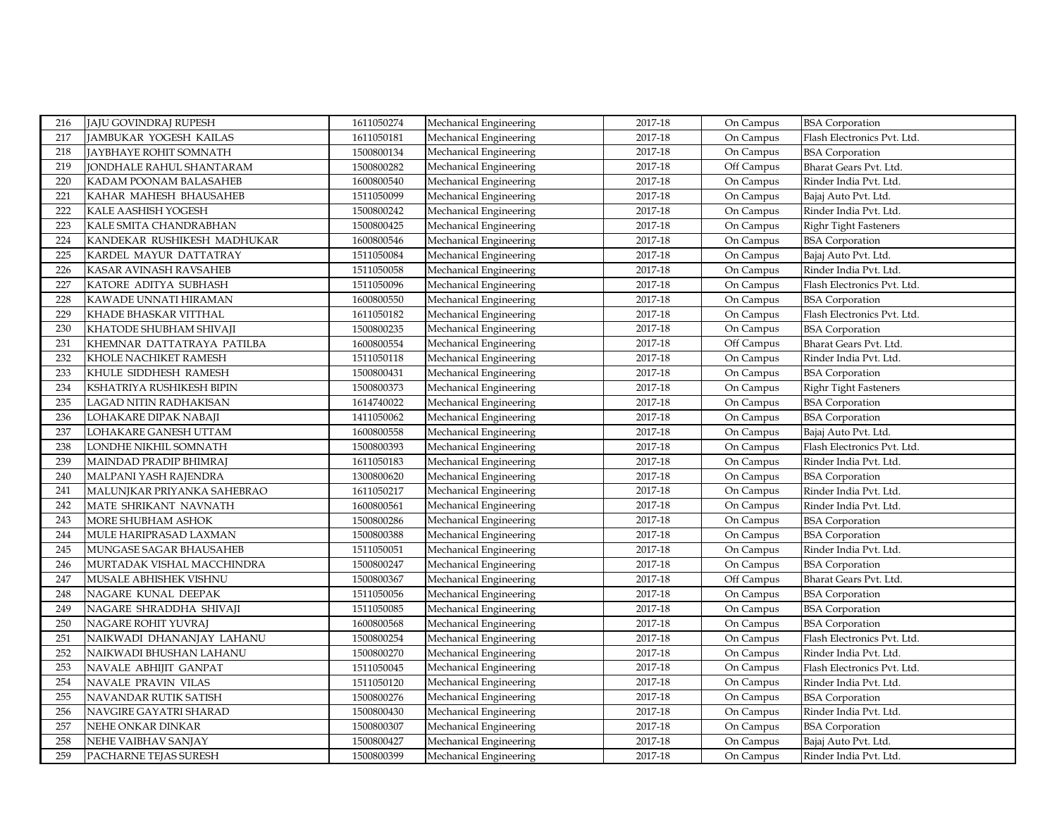| 216 | JAJU GOVINDRAJ RUPESH | 1611050274 | Mechanical Engineering | 2017-18 | On Campus | BSA Corporation |
|---|---|---|---|---|---|---|
| 217 | JAMBUKAR YOGESH KAILAS | 1611050181 | Mechanical Engineering | 2017-18 | On Campus | Flash Electronics Pvt. Ltd. |
| 218 | JAYBHAYE ROHIT SOMNATH | 1500800134 | Mechanical Engineering | 2017-18 | On Campus | BSA Corporation |
| 219 | JONDHALE RAHUL SHANTARAM | 1500800282 | Mechanical Engineering | 2017-18 | Off Campus | Bharat Gears Pvt. Ltd. |
| 220 | KADAM POONAM BALASAHEB | 1600800540 | Mechanical Engineering | 2017-18 | On Campus | Rinder India Pvt. Ltd. |
| 221 | KAHAR MAHESH BHAUSAHEB | 1511050099 | Mechanical Engineering | 2017-18 | On Campus | Bajaj Auto Pvt. Ltd. |
| 222 | KALE AASHISH YOGESH | 1500800242 | Mechanical Engineering | 2017-18 | On Campus | Rinder India Pvt. Ltd. |
| 223 | KALE SMITA CHANDRABHAN | 1500800425 | Mechanical Engineering | 2017-18 | On Campus | Righr Tight Fasteners |
| 224 | KANDEKAR RUSHIKESH MADHUKAR | 1600800546 | Mechanical Engineering | 2017-18 | On Campus | BSA Corporation |
| 225 | KARDEL MAYUR DATTATRAY | 1511050084 | Mechanical Engineering | 2017-18 | On Campus | Bajaj Auto Pvt. Ltd. |
| 226 | KASAR AVINASH RAVSAHEB | 1511050058 | Mechanical Engineering | 2017-18 | On Campus | Rinder India Pvt. Ltd. |
| 227 | KATORE ADITYA SUBHASH | 1511050096 | Mechanical Engineering | 2017-18 | On Campus | Flash Electronics Pvt. Ltd. |
| 228 | KAWADE UNNATI HIRAMAN | 1600800550 | Mechanical Engineering | 2017-18 | On Campus | BSA Corporation |
| 229 | KHADE BHASKAR VITTHAL | 1611050182 | Mechanical Engineering | 2017-18 | On Campus | Flash Electronics Pvt. Ltd. |
| 230 | KHATODE SHUBHAM SHIVAJI | 1500800235 | Mechanical Engineering | 2017-18 | On Campus | BSA Corporation |
| 231 | KHEMNAR DATTATRAYA PATILBA | 1600800554 | Mechanical Engineering | 2017-18 | Off Campus | Bharat Gears Pvt. Ltd. |
| 232 | KHOLE NACHIKET RAMESH | 1511050118 | Mechanical Engineering | 2017-18 | On Campus | Rinder India Pvt. Ltd. |
| 233 | KHULE SIDDHESH RAMESH | 1500800431 | Mechanical Engineering | 2017-18 | On Campus | BSA Corporation |
| 234 | KSHATRIYA RUSHIKESH BIPIN | 1500800373 | Mechanical Engineering | 2017-18 | On Campus | Righr Tight Fasteners |
| 235 | LAGAD NITIN RADHAKISAN | 1614740022 | Mechanical Engineering | 2017-18 | On Campus | BSA Corporation |
| 236 | LOHAKARE DIPAK NABAJI | 1411050062 | Mechanical Engineering | 2017-18 | On Campus | BSA Corporation |
| 237 | LOHAKARE GANESH UTTAM | 1600800558 | Mechanical Engineering | 2017-18 | On Campus | Bajaj Auto Pvt. Ltd. |
| 238 | LONDHE NIKHIL SOMNATH | 1500800393 | Mechanical Engineering | 2017-18 | On Campus | Flash Electronics Pvt. Ltd. |
| 239 | MAINDAD PRADIP BHIMRAJ | 1611050183 | Mechanical Engineering | 2017-18 | On Campus | Rinder India Pvt. Ltd. |
| 240 | MALPANI YASH RAJENDRA | 1300800620 | Mechanical Engineering | 2017-18 | On Campus | BSA Corporation |
| 241 | MALUNJKAR PRIYANKA SAHEBRAO | 1611050217 | Mechanical Engineering | 2017-18 | On Campus | Rinder India Pvt. Ltd. |
| 242 | MATE SHRIKANT NAVNATH | 1600800561 | Mechanical Engineering | 2017-18 | On Campus | Rinder India Pvt. Ltd. |
| 243 | MORE SHUBHAM ASHOK | 1500800286 | Mechanical Engineering | 2017-18 | On Campus | BSA Corporation |
| 244 | MULE HARIPRASAD LAXMAN | 1500800388 | Mechanical Engineering | 2017-18 | On Campus | BSA Corporation |
| 245 | MUNGASE SAGAR BHAUSAHEB | 1511050051 | Mechanical Engineering | 2017-18 | On Campus | Rinder India Pvt. Ltd. |
| 246 | MURTADAK VISHAL MACCHINDRA | 1500800247 | Mechanical Engineering | 2017-18 | On Campus | BSA Corporation |
| 247 | MUSALE ABHISHEK VISHNU | 1500800367 | Mechanical Engineering | 2017-18 | Off Campus | Bharat Gears Pvt. Ltd. |
| 248 | NAGARE KUNAL DEEPAK | 1511050056 | Mechanical Engineering | 2017-18 | On Campus | BSA Corporation |
| 249 | NAGARE SHRADDHA SHIVAJI | 1511050085 | Mechanical Engineering | 2017-18 | On Campus | BSA Corporation |
| 250 | NAGARE ROHIT YUVRAJ | 1600800568 | Mechanical Engineering | 2017-18 | On Campus | BSA Corporation |
| 251 | NAIKWADI DHANANJAY LAHANU | 1500800254 | Mechanical Engineering | 2017-18 | On Campus | Flash Electronics Pvt. Ltd. |
| 252 | NAIKWADI BHUSHAN LAHANU | 1500800270 | Mechanical Engineering | 2017-18 | On Campus | Rinder India Pvt. Ltd. |
| 253 | NAVALE ABHIJIT GANPAT | 1511050045 | Mechanical Engineering | 2017-18 | On Campus | Flash Electronics Pvt. Ltd. |
| 254 | NAVALE PRAVIN VILAS | 1511050120 | Mechanical Engineering | 2017-18 | On Campus | Rinder India Pvt. Ltd. |
| 255 | NAVANDAR RUTIK SATISH | 1500800276 | Mechanical Engineering | 2017-18 | On Campus | BSA Corporation |
| 256 | NAVGIRE GAYATRI SHARAD | 1500800430 | Mechanical Engineering | 2017-18 | On Campus | Rinder India Pvt. Ltd. |
| 257 | NEHE ONKAR DINKAR | 1500800307 | Mechanical Engineering | 2017-18 | On Campus | BSA Corporation |
| 258 | NEHE VAIBHAV SANJAY | 1500800427 | Mechanical Engineering | 2017-18 | On Campus | Bajaj Auto Pvt. Ltd. |
| 259 | PACHARNE TEJAS SURESH | 1500800399 | Mechanical Engineering | 2017-18 | On Campus | Rinder India Pvt. Ltd. |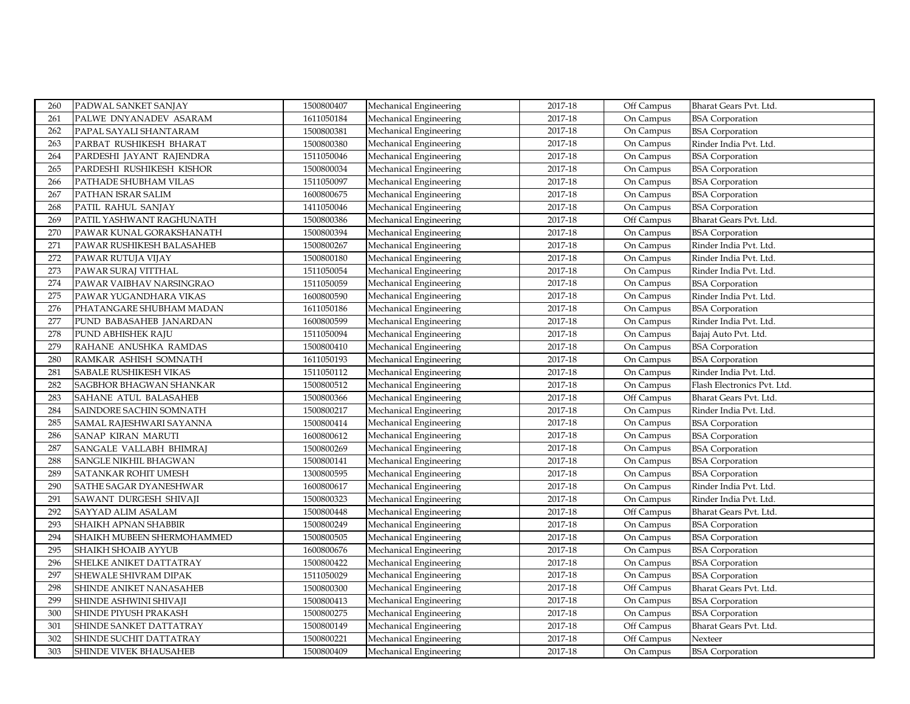| 260 | PADWAL SANKET SANJAY | 1500800407 | Mechanical Engineering | 2017-18 | Off Campus | Bharat Gears Pvt. Ltd. |
|---|---|---|---|---|---|---|
| 261 | PALWE DNYANADEV ASARAM | 1611050184 | Mechanical Engineering | 2017-18 | On Campus | BSA Corporation |
| 262 | PAPAL SAYALI SHANTARAM | 1500800381 | Mechanical Engineering | 2017-18 | On Campus | BSA Corporation |
| 263 | PARBAT RUSHIKESH BHARAT | 1500800380 | Mechanical Engineering | 2017-18 | On Campus | Rinder India Pvt. Ltd. |
| 264 | PARDESHI JAYANT RAJENDRA | 1511050046 | Mechanical Engineering | 2017-18 | On Campus | BSA Corporation |
| 265 | PARDESHI RUSHIKESH KISHOR | 1500800034 | Mechanical Engineering | 2017-18 | On Campus | BSA Corporation |
| 266 | PATHADE SHUBHAM VILAS | 1511050097 | Mechanical Engineering | 2017-18 | On Campus | BSA Corporation |
| 267 | PATHAN ISRAR SALIM | 1600800675 | Mechanical Engineering | 2017-18 | On Campus | BSA Corporation |
| 268 | PATIL RAHUL SANJAY | 1411050046 | Mechanical Engineering | 2017-18 | On Campus | BSA Corporation |
| 269 | PATIL YASHWANT RAGHUNATH | 1500800386 | Mechanical Engineering | 2017-18 | Off Campus | Bharat Gears Pvt. Ltd. |
| 270 | PAWAR KUNAL GORAKSHANATH | 1500800394 | Mechanical Engineering | 2017-18 | On Campus | BSA Corporation |
| 271 | PAWAR RUSHIKESH BALASAHEB | 1500800267 | Mechanical Engineering | 2017-18 | On Campus | Rinder India Pvt. Ltd. |
| 272 | PAWAR RUTUJA VIJAY | 1500800180 | Mechanical Engineering | 2017-18 | On Campus | Rinder India Pvt. Ltd. |
| 273 | PAWAR SURAJ VITTHAL | 1511050054 | Mechanical Engineering | 2017-18 | On Campus | Rinder India Pvt. Ltd. |
| 274 | PAWAR VAIBHAV NARSINGRAO | 1511050059 | Mechanical Engineering | 2017-18 | On Campus | BSA Corporation |
| 275 | PAWAR YUGANDHARA VIKAS | 1600800590 | Mechanical Engineering | 2017-18 | On Campus | Rinder India Pvt. Ltd. |
| 276 | PHATANGARE SHUBHAM MADAN | 1611050186 | Mechanical Engineering | 2017-18 | On Campus | BSA Corporation |
| 277 | PUND BABASAHEB JANARDAN | 1600800599 | Mechanical Engineering | 2017-18 | On Campus | Rinder India Pvt. Ltd. |
| 278 | PUND ABHISHEK RAJU | 1511050094 | Mechanical Engineering | 2017-18 | On Campus | Bajaj Auto Pvt. Ltd. |
| 279 | RAHANE ANUSHKA RAMDAS | 1500800410 | Mechanical Engineering | 2017-18 | On Campus | BSA Corporation |
| 280 | RAMKAR ASHISH SOMNATH | 1611050193 | Mechanical Engineering | 2017-18 | On Campus | BSA Corporation |
| 281 | SABALE RUSHIKESH VIKAS | 1511050112 | Mechanical Engineering | 2017-18 | On Campus | Rinder India Pvt. Ltd. |
| 282 | SAGBHOR BHAGWAN SHANKAR | 1500800512 | Mechanical Engineering | 2017-18 | On Campus | Flash Electronics Pvt. Ltd. |
| 283 | SAHANE ATUL BALASAHEB | 1500800366 | Mechanical Engineering | 2017-18 | Off Campus | Bharat Gears Pvt. Ltd. |
| 284 | SAINDORE SACHIN SOMNATH | 1500800217 | Mechanical Engineering | 2017-18 | On Campus | Rinder India Pvt. Ltd. |
| 285 | SAMAL RAJESHWARI SAYANNA | 1500800414 | Mechanical Engineering | 2017-18 | On Campus | BSA Corporation |
| 286 | SANAP KIRAN MARUTI | 1600800612 | Mechanical Engineering | 2017-18 | On Campus | BSA Corporation |
| 287 | SANGALE VALLABH BHIMRAJ | 1500800269 | Mechanical Engineering | 2017-18 | On Campus | BSA Corporation |
| 288 | SANGLE NIKHIL BHAGWAN | 1500800141 | Mechanical Engineering | 2017-18 | On Campus | BSA Corporation |
| 289 | SATANKAR ROHIT UMESH | 1300800595 | Mechanical Engineering | 2017-18 | On Campus | BSA Corporation |
| 290 | SATHE SAGAR DYANESHWAR | 1600800617 | Mechanical Engineering | 2017-18 | On Campus | Rinder India Pvt. Ltd. |
| 291 | SAWANT DURGESH SHIVAJI | 1500800323 | Mechanical Engineering | 2017-18 | On Campus | Rinder India Pvt. Ltd. |
| 292 | SAYYAD ALIM ASALAM | 1500800448 | Mechanical Engineering | 2017-18 | Off Campus | Bharat Gears Pvt. Ltd. |
| 293 | SHAIKH APNAN SHABBIR | 1500800249 | Mechanical Engineering | 2017-18 | On Campus | BSA Corporation |
| 294 | SHAIKH MUBEEN SHERMOHAMMED | 1500800505 | Mechanical Engineering | 2017-18 | On Campus | BSA Corporation |
| 295 | SHAIKH SHOAIB AYYUB | 1600800676 | Mechanical Engineering | 2017-18 | On Campus | BSA Corporation |
| 296 | SHELKE ANIKET DATTATRAY | 1500800422 | Mechanical Engineering | 2017-18 | On Campus | BSA Corporation |
| 297 | SHEWALE SHIVRAM DIPAK | 1511050029 | Mechanical Engineering | 2017-18 | On Campus | BSA Corporation |
| 298 | SHINDE ANIKET NANASAHEB | 1500800300 | Mechanical Engineering | 2017-18 | Off Campus | Bharat Gears Pvt. Ltd. |
| 299 | SHINDE ASHWINI SHIVAJI | 1500800413 | Mechanical Engineering | 2017-18 | On Campus | BSA Corporation |
| 300 | SHINDE PIYUSH PRAKASH | 1500800275 | Mechanical Engineering | 2017-18 | On Campus | BSA Corporation |
| 301 | SHINDE SANKET DATTATRAY | 1500800149 | Mechanical Engineering | 2017-18 | Off Campus | Bharat Gears Pvt. Ltd. |
| 302 | SHINDE SUCHIT DATTATRAY | 1500800221 | Mechanical Engineering | 2017-18 | Off Campus | Nexteer |
| 303 | SHINDE VIVEK BHAUSAHEB | 1500800409 | Mechanical Engineering | 2017-18 | On Campus | BSA Corporation |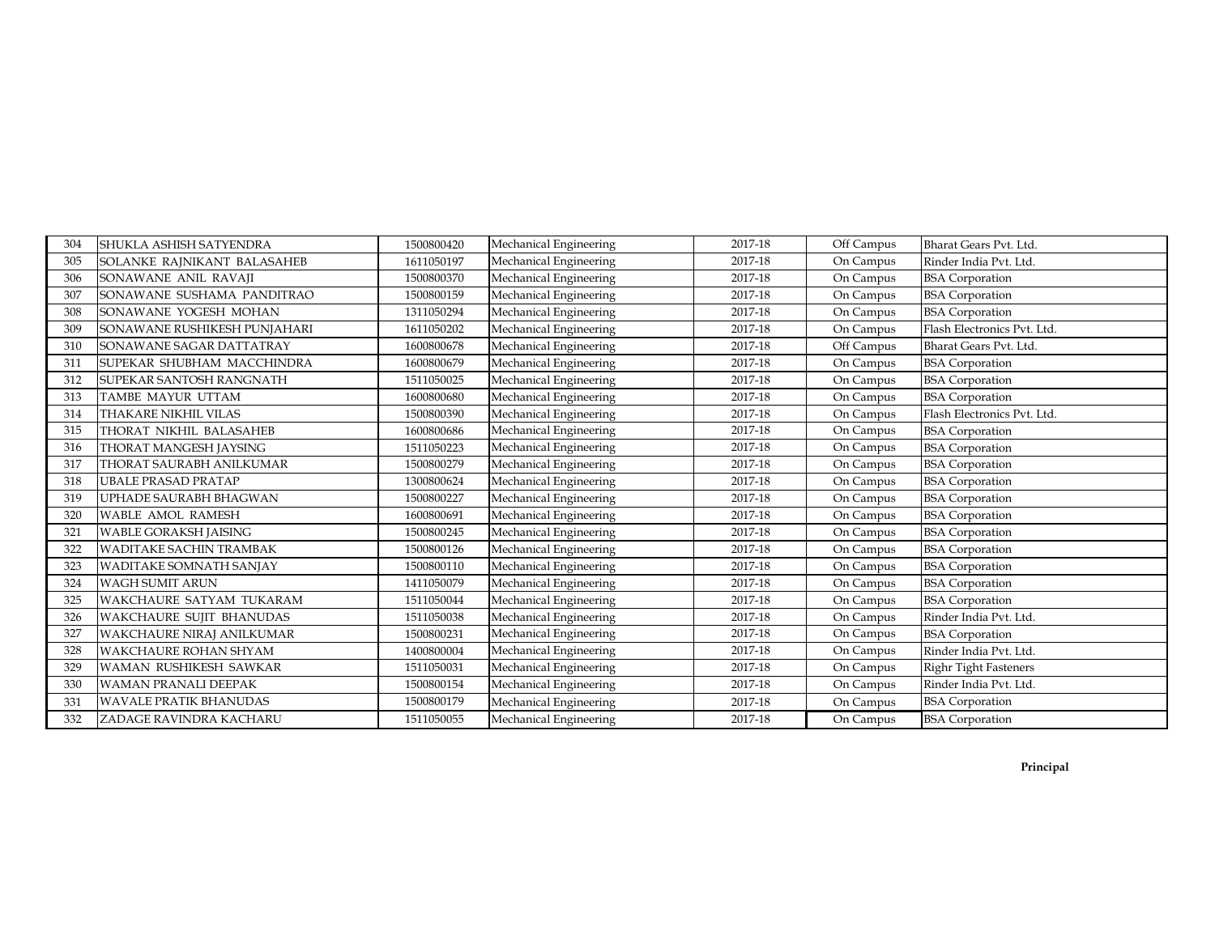| | | | | | | |
|---|---|---|---|---|---|---|
| 304 | SHUKLA ASHISH SATYENDRA | 1500800420 | Mechanical Engineering | 2017-18 | Off Campus | Bharat Gears Pvt. Ltd. |
| 305 | SOLANKE RAJNIKANT BALASAHEB | 1611050197 | Mechanical Engineering | 2017-18 | On Campus | Rinder India Pvt. Ltd. |
| 306 | SONAWANE ANIL RAVAJI | 1500800370 | Mechanical Engineering | 2017-18 | On Campus | BSA Corporation |
| 307 | SONAWANE SUSHAMA PANDITRAO | 1500800159 | Mechanical Engineering | 2017-18 | On Campus | BSA Corporation |
| 308 | SONAWANE YOGESH MOHAN | 1311050294 | Mechanical Engineering | 2017-18 | On Campus | BSA Corporation |
| 309 | SONAWANE RUSHIKESH PUNJAHARI | 1611050202 | Mechanical Engineering | 2017-18 | On Campus | Flash Electronics Pvt. Ltd. |
| 310 | SONAWANE SAGAR DATTATRAY | 1600800678 | Mechanical Engineering | 2017-18 | Off Campus | Bharat Gears Pvt. Ltd. |
| 311 | SUPEKAR SHUBHAM MACCHINDRA | 1600800679 | Mechanical Engineering | 2017-18 | On Campus | BSA Corporation |
| 312 | SUPEKAR SANTOSH RANGNATH | 1511050025 | Mechanical Engineering | 2017-18 | On Campus | BSA Corporation |
| 313 | TAMBE MAYUR UTTAM | 1600800680 | Mechanical Engineering | 2017-18 | On Campus | BSA Corporation |
| 314 | THAKARE NIKHIL VILAS | 1500800390 | Mechanical Engineering | 2017-18 | On Campus | Flash Electronics Pvt. Ltd. |
| 315 | THORAT NIKHIL BALASAHEB | 1600800686 | Mechanical Engineering | 2017-18 | On Campus | BSA Corporation |
| 316 | THORAT MANGESH JAYSING | 1511050223 | Mechanical Engineering | 2017-18 | On Campus | BSA Corporation |
| 317 | THORAT SAURABH ANILKUMAR | 1500800279 | Mechanical Engineering | 2017-18 | On Campus | BSA Corporation |
| 318 | UBALE PRASAD PRATAP | 1300800624 | Mechanical Engineering | 2017-18 | On Campus | BSA Corporation |
| 319 | UPHADE SAURABH BHAGWAN | 1500800227 | Mechanical Engineering | 2017-18 | On Campus | BSA Corporation |
| 320 | WABLE AMOL RAMESH | 1600800691 | Mechanical Engineering | 2017-18 | On Campus | BSA Corporation |
| 321 | WABLE GORAKSH JAISING | 1500800245 | Mechanical Engineering | 2017-18 | On Campus | BSA Corporation |
| 322 | WADITAKE SACHIN TRAMBAK | 1500800126 | Mechanical Engineering | 2017-18 | On Campus | BSA Corporation |
| 323 | WADITAKE SOMNATH SANJAY | 1500800110 | Mechanical Engineering | 2017-18 | On Campus | BSA Corporation |
| 324 | WAGH SUMIT ARUN | 1411050079 | Mechanical Engineering | 2017-18 | On Campus | BSA Corporation |
| 325 | WAKCHAURE SATYAM TUKARAM | 1511050044 | Mechanical Engineering | 2017-18 | On Campus | BSA Corporation |
| 326 | WAKCHAURE SUJIT BHANUDAS | 1511050038 | Mechanical Engineering | 2017-18 | On Campus | Rinder India Pvt. Ltd. |
| 327 | WAKCHAURE NIRAJ ANILKUMAR | 1500800231 | Mechanical Engineering | 2017-18 | On Campus | BSA Corporation |
| 328 | WAKCHAURE ROHAN SHYAM | 1400800004 | Mechanical Engineering | 2017-18 | On Campus | Rinder India Pvt. Ltd. |
| 329 | WAMAN RUSHIKESH SAWKAR | 1511050031 | Mechanical Engineering | 2017-18 | On Campus | Righr Tight Fasteners |
| 330 | WAMAN PRANALI DEEPAK | 1500800154 | Mechanical Engineering | 2017-18 | On Campus | Rinder India Pvt. Ltd. |
| 331 | WAVALE PRATIK BHANUDAS | 1500800179 | Mechanical Engineering | 2017-18 | On Campus | BSA Corporation |
| 332 | ZADAGE RAVINDRA KACHARU | 1511050055 | Mechanical Engineering | 2017-18 | On Campus | BSA Corporation |

**Principal**